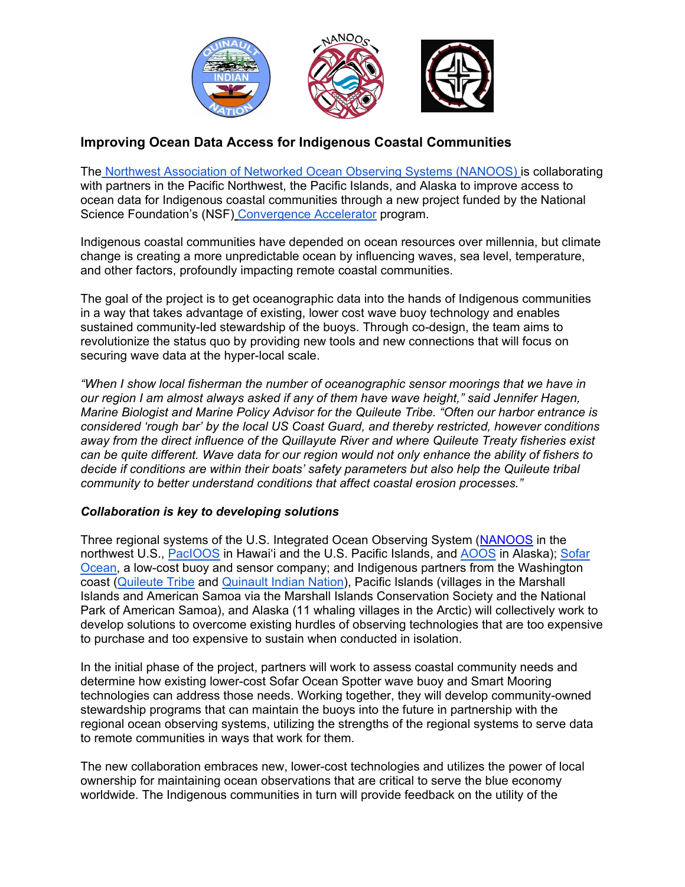## Improving Ocean Data Access for Indigenous Coastal Communities

The Northwest Association of Networked Ocean Observing Systems (NANOOS) is collaborating with partners in the Pacific Northwest, the Pacific Islands, and Alaska to improve access to ocean data for Indigenous coastal communities through a new project funded by the National Science Foundation's (NSF) Convergence Accelerator program.

Indigenous coastal communities have depended on ocean resources over millennia, but climate change is creating a more unpredictable ocean by influencing waves, sea level, temperature, and other factors, profoundly impacting remote coastal communities.

The goal of the project is to get oceanographic data into the hands of Indigenous communities in a way that takes advantage of existing, lower cost wave buoy technology and enables sustained community-led stewardship of the buoys. Through co-design, the team aims to revolutionize the status quo by providing new tools and new connections that will focus on securing wave data at the hyper-local scale.

*"When I show local fisherman the number of oceanographic sensor moorings that we have in our region I am almost always asked if any of them have wave height," said Jennifer Hagen, Marine Biologist and Marine Policy Advisor for the Quileute Tribe. "Often our harbor entrance is considered 'rough bar' by the local US Coast Guard, and thereby restricted, however conditions away from the direct influence of the Quillayute River and where Quileute Treaty fisheries exist can be quite different. Wave data for our region would not only enhance the ability of fishers to decide if conditions are within their boats' safety parameters but also help the Quileute tribal community to better understand conditions that affect coastal erosion processes."*

### *Collaboration is key to developing solutions*

Three regional systems of the U.S. Integrated Ocean Observing System (NANOOS in the northwest U.S., PacIOOS in Hawai'i and the U.S. Pacific Islands, and AOOS in Alaska); Sofar Ocean, a low-cost buoy and sensor company; and Indigenous partners from the Washington coast (Quileute Tribe and Quinault Indian Nation), Pacific Islands (villages in the Marshall Islands and American Samoa via the Marshall Islands Conservation Society and the National Park of American Samoa), and Alaska (11 whaling villages in the Arctic) will collectively work to develop solutions to overcome existing hurdles of observing technologies that are too expensive to purchase and too expensive to sustain when conducted in isolation.

In the initial phase of the project, partners will work to assess coastal community needs and determine how existing lower-cost Sofar Ocean Spotter wave buoy and Smart Mooring technologies can address those needs. Working together, they will develop community-owned stewardship programs that can maintain the buoys into the future in partnership with the regional ocean observing systems, utilizing the strengths of the regional systems to serve data to remote communities in ways that work for them.

The new collaboration embraces new, lower-cost technologies and utilizes the power of local ownership for maintaining ocean observations that are critical to serve the blue economy worldwide. The Indigenous communities in turn will provide feedback on the utility of the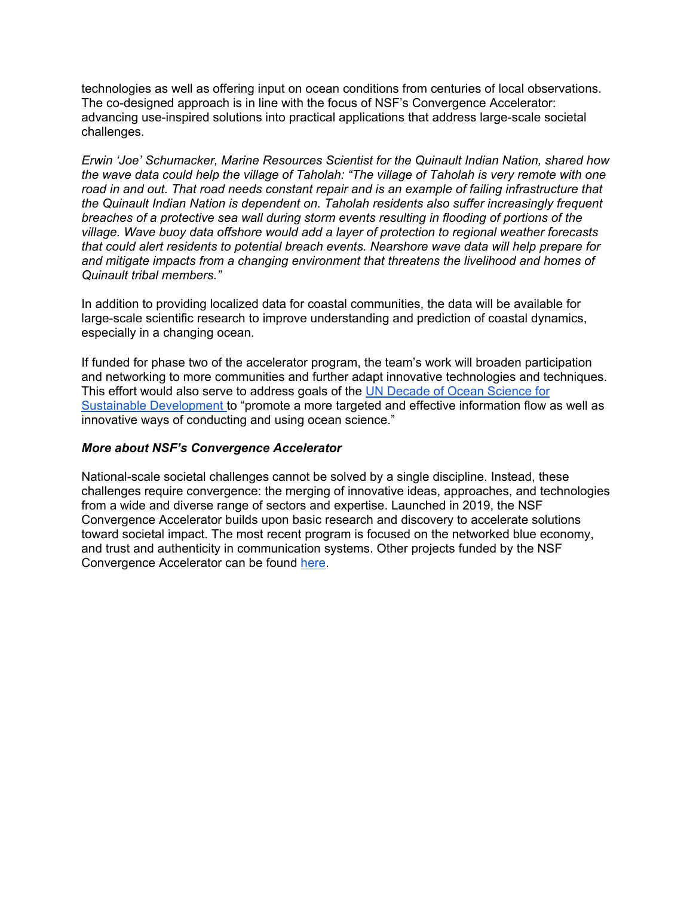technologies as well as offering input on ocean conditions from centuries of local observations. The co-designed approach is in line with the focus of NSF's Convergence Accelerator: advancing use-inspired solutions into practical applications that address large-scale societal challenges.

*Erwin 'Joe' Schumacker, Marine Resources Scientist for the Quinault Indian Nation, shared how the wave data could help the village of Taholah: "The village of Taholah is very remote with one road in and out. That road needs constant repair and is an example of failing infrastructure that the Quinault Indian Nation is dependent on. Taholah residents also suffer increasingly frequent breaches of a protective sea wall during storm events resulting in flooding of portions of the village. Wave buoy data offshore would add a layer of protection to regional weather forecasts that could alert residents to potential breach events. Nearshore wave data will help prepare for and mitigate impacts from a changing environment that threatens the livelihood and homes of Quinault tribal members."*

In addition to providing localized data for coastal communities, the data will be available for large-scale scientific research to improve understanding and prediction of coastal dynamics, especially in a changing ocean.

If funded for phase two of the accelerator program, the team's work will broaden participation and networking to more communities and further adapt innovative technologies and techniques. This effort would also serve to address goals of the UN Decade of Ocean Science for Sustainable Development to "promote a more targeted and effective information flow as well as innovative ways of conducting and using ocean science."

***More about NSF's Convergence Accelerator***

National-scale societal challenges cannot be solved by a single discipline. Instead, these challenges require convergence: the merging of innovative ideas, approaches, and technologies from a wide and diverse range of sectors and expertise. Launched in 2019, the NSF Convergence Accelerator builds upon basic research and discovery to accelerate solutions toward societal impact. The most recent program is focused on the networked blue economy, and trust and authenticity in communication systems. Other projects funded by the NSF Convergence Accelerator can be found here.